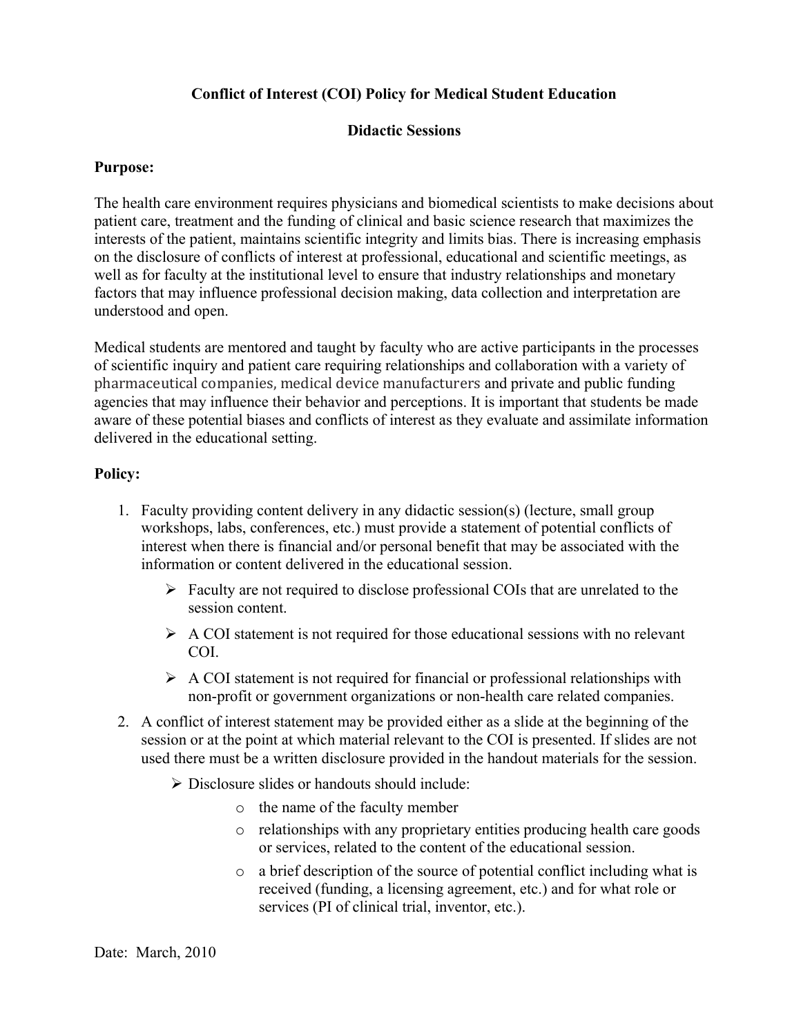# Conflict of Interest (COI) Policy for Medical Student Education

## Didactic Sessions

**Purpose:**

The health care environment requires physicians and biomedical scientists to make decisions about patient care, treatment and the funding of clinical and basic science research that maximizes the interests of the patient, maintains scientific integrity and limits bias. There is increasing emphasis on the disclosure of conflicts of interest at professional, educational and scientific meetings, as well as for faculty at the institutional level to ensure that industry relationships and monetary factors that may influence professional decision making, data collection and interpretation are understood and open.

Medical students are mentored and taught by faculty who are active participants in the processes of scientific inquiry and patient care requiring relationships and collaboration with a variety of pharmaceutical companies, medical device manufacturers and private and public funding agencies that may influence their behavior and perceptions. It is important that students be made aware of these potential biases and conflicts of interest as they evaluate and assimilate information delivered in the educational setting.

**Policy:**

1. Faculty providing content delivery in any didactic session(s) (lecture, small group workshops, labs, conferences, etc.) must provide a statement of potential conflicts of interest when there is financial and/or personal benefit that may be associated with the information or content delivered in the educational session.
   - Faculty are not required to disclose professional COIs that are unrelated to the session content.
   - A COI statement is not required for those educational sessions with no relevant COI.
   - A COI statement is not required for financial or professional relationships with non-profit or government organizations or non-health care related companies.
2. A conflict of interest statement may be provided either as a slide at the beginning of the session or at the point at which material relevant to the COI is presented. If slides are not used there must be a written disclosure provided in the handout materials for the session.
   - Disclosure slides or handouts should include:
     - the name of the faculty member
     - relationships with any proprietary entities producing health care goods or services, related to the content of the educational session.
     - a brief description of the source of potential conflict including what is received (funding, a licensing agreement, etc.) and for what role or services (PI of clinical trial, inventor, etc.).

Date: March, 2010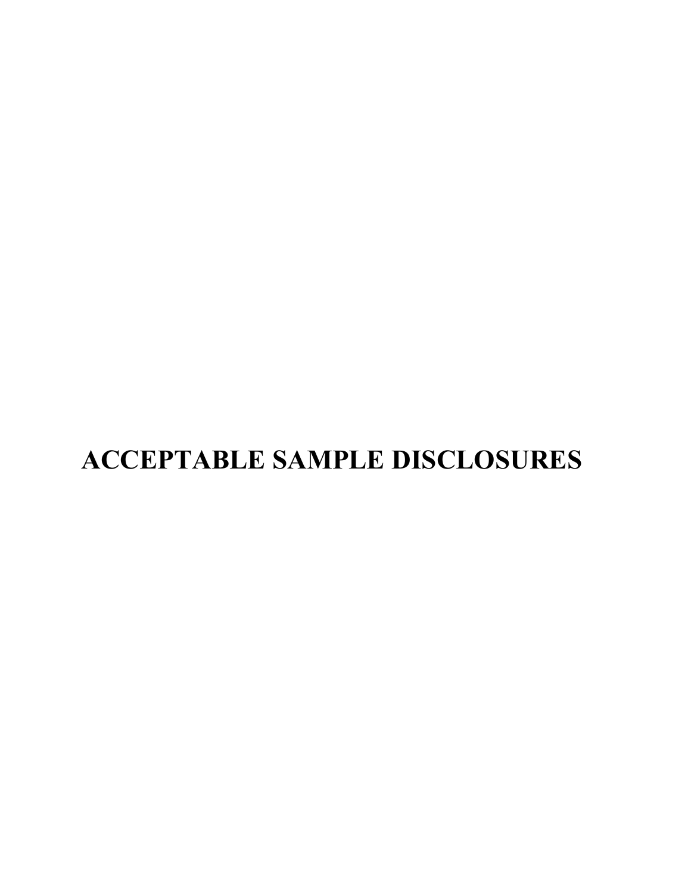# ACCEPTABLE SAMPLE DISCLOSURES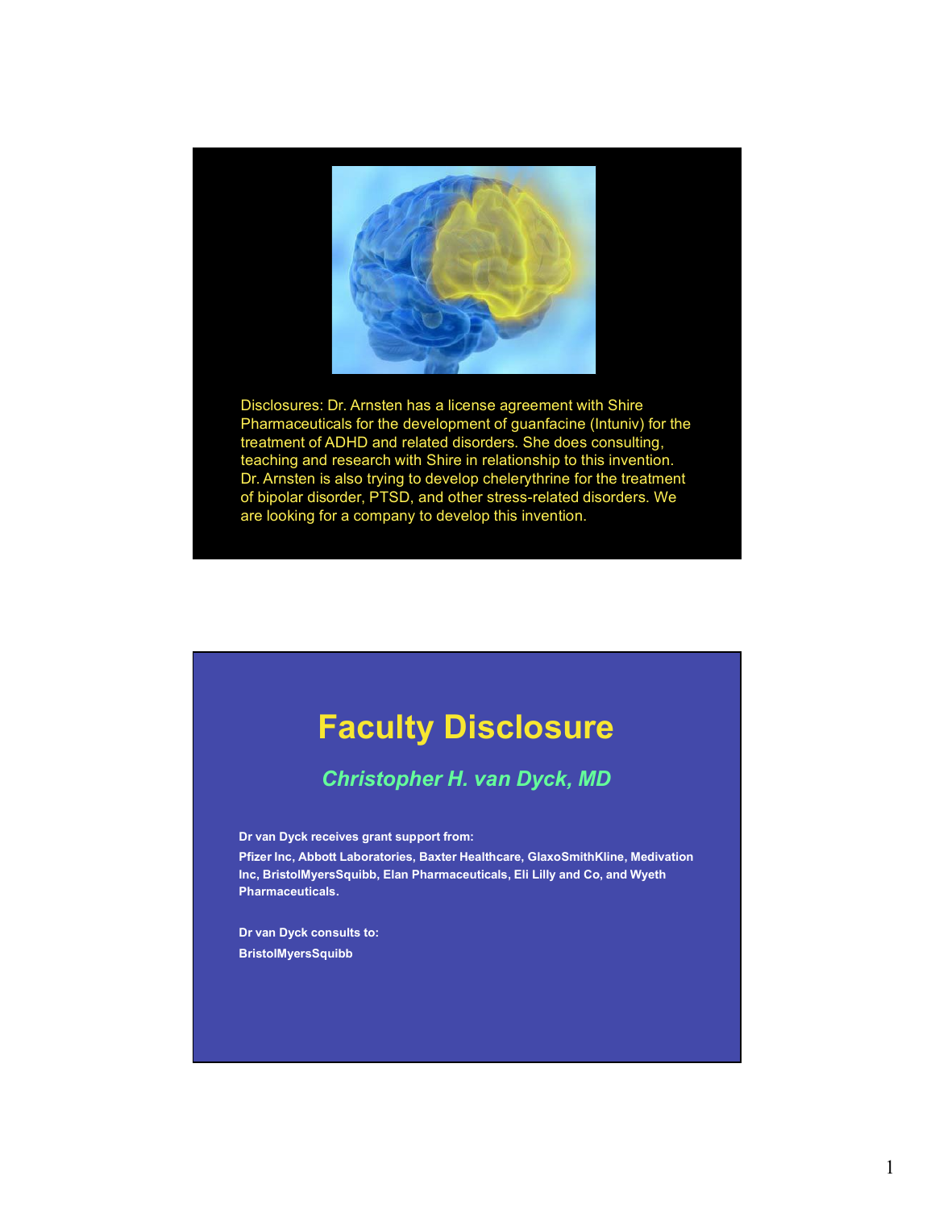Disclosures: Dr. Arnsten has a license agreement with Shire Pharmaceuticals for the development of guanfacine (Intuniv) for the treatment of ADHD and related disorders. She does consulting, teaching and research with Shire in relationship to this invention. Dr. Arnsten is also trying to develop chelerythrine for the treatment of bipolar disorder, PTSD, and other stress-related disorders. We are looking for a company to develop this invention.

# Faculty Disclosure

## *Christopher H. van Dyck, MD*

**Dr van Dyck receives grant support from:**

**Pfizer Inc, Abbott Laboratories, Baxter Healthcare, GlaxoSmithKline, Medivation Inc, BristolMyersSquibb, Elan Pharmaceuticals, Eli Lilly and Co, and Wyeth Pharmaceuticals.**

**Dr van Dyck consults to:**

**BristolMyersSquibb**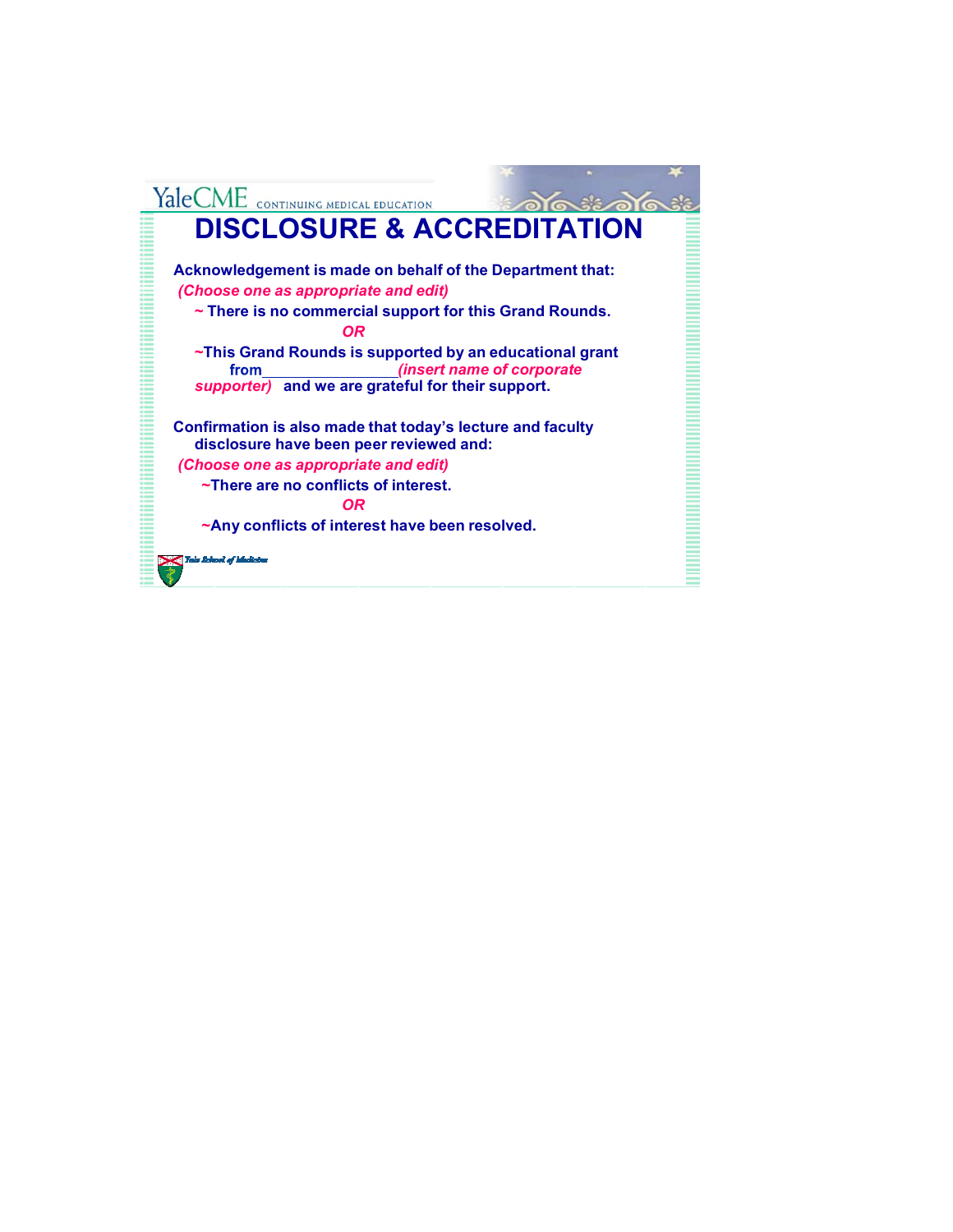YaleCME CONTINUING MEDICAL EDUCATION

# DISCLOSURE & ACCREDITATION

**Acknowledgement is made on behalf of the Department that:**

***(Choose one as appropriate and edit)***

**~ There is no commercial support for this Grand Rounds.**

***OR***

**~This Grand Rounds is supported by an educational grant from________________*(insert name of corporate supporter)* and we are grateful for their support.**

**Confirmation is also made that today's lecture and faculty disclosure have been peer reviewed and:**

***(Choose one as appropriate and edit)***

**~There are no conflicts of interest.**

***OR***

**~Any conflicts of interest have been resolved.**

Yale School of Medicine